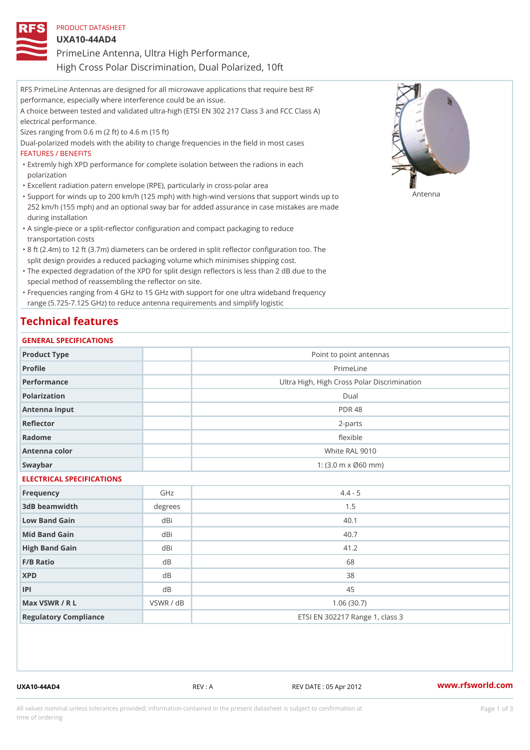PRODUCT DATASHEET

# UXA10-44AD4

## PrimeLine Antenna, Ultra High Performance, High Cross Polar Discrimination, Dual Polarized, 10ft

RFS PrimeLine Antennas are designed for all microwave applications that require best RF performance, especially where interference could be an issue.
A choice between tested and validated ultra-high (ETSI EN 302 217 Class 3 and FCC Class A) electrical performance.
Sizes ranging from 0.6 m (2 ft) to 4.6 m (15 ft)
Dual-polarized models with the ability to change frequencies in the field in most cases

FEATURES / BENEFITS

- Extremly high XPD performance for complete isolation between the radions in each polarization
- Excellent radiation patern envelope (RPE), particularly in cross-polar area
- Support for winds up to 200 km/h (125 mph) with high-wind versions that support winds up to 252 km/h (155 mph) and an optional sway bar for added assurance in case mistakes are made during installation
- A single-piece or a split-reflector configuration and compact packaging to reduce transportation costs
- 8 ft (2.4m) to 12 ft (3.7m) diameters can be ordered in split reflector configuration too. The split design provides a reduced packaging volume which minimises shipping cost.
- The expected degradation of the XPD for split design reflectors is less than 2 dB due to the special method of reassembling the reflector on site.
- Frequencies ranging from 4 GHz to 15 GHz with support for one ultra wideband frequency range (5.725-7.125 GHz) to reduce antenna requirements and simplify logistic

Antenna

## Technical features

### GENERAL SPECIFICATIONS

| | | |
|---|---|---|
| Product Type | | Point to point antennas |
| Profile | | PrimeLine |
| Performance | | Ultra High, High Cross Polar Discrimination |
| Polarization | | Dual |
| Antenna Input | | PDR 48 |
| Reflector | | 2-parts |
| Radome | | flexible |
| Antenna color | | White RAL 9010 |
| Swaybar | | 1: (3.0 m x Ø60 mm) |

### ELECTRICAL SPECIFICATIONS

| | | |
|---|---|---|
| Frequency | GHz | 4.4 - 5 |
| 3dB beamwidth | degrees | 1.5 |
| Low Band Gain | dBi | 40.1 |
| Mid Band Gain | dBi | 40.7 |
| High Band Gain | dBi | 41.2 |
| F/B Ratio | dB | 68 |
| XPD | dB | 38 |
| IPI | dB | 45 |
| Max VSWR / R L | VSWR / dB | 1.06 (30.7) |
| Regulatory Compliance | | ETSI EN 302217 Range 1, class 3 |

UXA10-44AD4 REV : A REV DATE : 05 Apr 2012 www.rfsworld.com

All values nominal unless tolerances provided; information contained in the present datasheet is subject to confirmation at time of ordering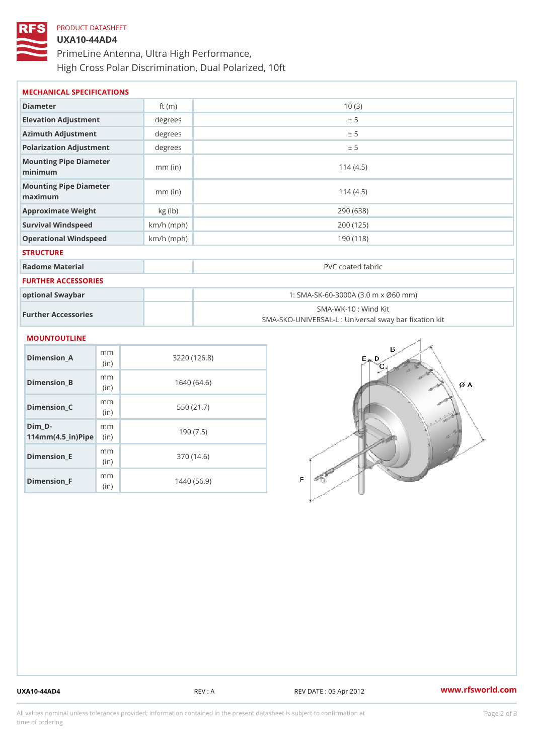PRODUCT DATASHEET

# UXA10-44AD4

PrimeLine Antenna, Ultra High Performance, High Cross Polar Discrimination, Dual Polarized, 10ft

## MECHANICAL SPECIFICATIONS

| | | |
|---|---|---|
| Diameter | ft (m) | 10 (3) |
| Elevation Adjustment | degrees | ± 5 |
| Azimuth Adjustment | degrees | ± 5 |
| Polarization Adjustment | degrees | ± 5 |
| Mounting Pipe Diameter minimum | mm (in) | 114 (4.5) |
| Mounting Pipe Diameter maximum | mm (in) | 114 (4.5) |
| Approximate Weight | kg (lb) | 290 (638) |
| Survival Windspeed | km/h (mph) | 200 (125) |
| Operational Windspeed | km/h (mph) | 190 (118) |

## STRUCTURE

| | | |
|---|---|---|
| Radome Material | | PVC coated fabric |

## FURTHER ACCESSORIES

| | | |
|---|---|---|
| optional Swaybar | | 1: SMA-SK-60-3000A (3.0 m x Ø60 mm) |
| Further Accessories | | SMA-WK-10 : Wind Kit<br>SMA-SKO-UNIVERSAL-L : Universal sway bar fixation kit |

## MOUNTOUTLINE

| | | |
|---|---|---|
| Dimension_A | mm (in) | 3220 (126.8) |
| Dimension_B | mm (in) | 1640 (64.6) |
| Dimension_C | mm (in) | 550 (21.7) |
| Dim_D-114mm(4.5_in)Pipe | mm (in) | 190 (7.5) |
| Dimension_E | mm (in) | 370 (14.6) |
| Dimension_F | mm (in) | 1440 (56.9) |

UXA10-44AD4 REV : A REV DATE : 05 Apr 2012 www.rfsworld.com

All values nominal unless tolerances provided; information contained in the present datasheet is subject to confirmation at time of ordering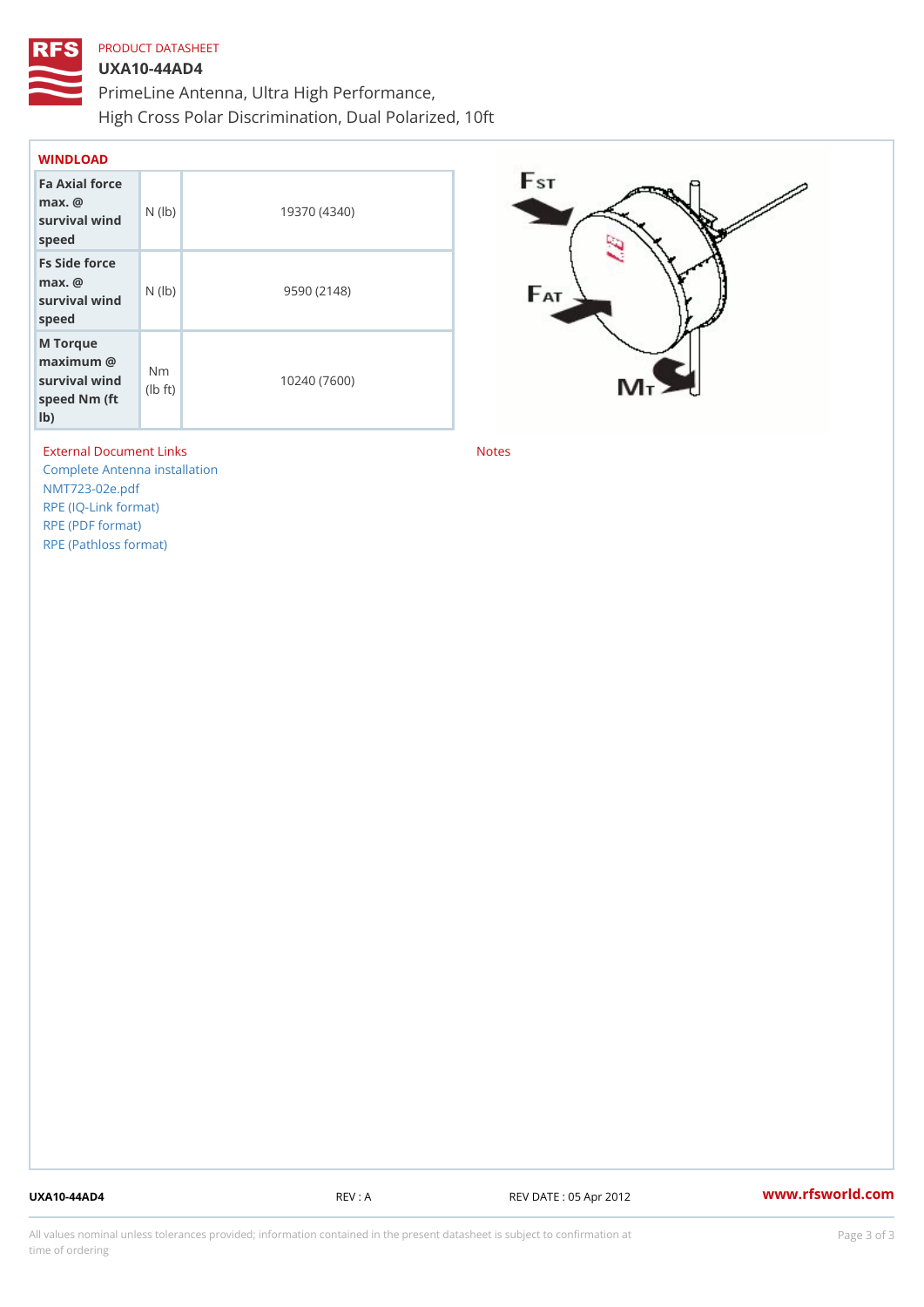PRODUCT DATASHEET

# UXA10-44AD4

PrimeLine Antenna, Ultra High Performance,
High Cross Polar Discrimination, Dual Polarized, 10ft

## WINDLOAD

| | | |
|---|---|---|
| Fa Axial force max. @ survival wind speed | N (lb) | 19370 (4340) |
| Fs Side force max. @ survival wind speed | N (lb) | 9590 (2148) |
| M Torque maximum @ survival wind speed Nm (ft lb) | Nm (lb ft) | 10240 (7600) |

FST
FAT
MT

External Document Links

Complete Antenna installation
NMT723-02e.pdf
RPE (IQ-Link format)
RPE (PDF format)
RPE (Pathloss format)

Notes

UXA10-44AD4 REV : A REV DATE : 05 Apr 2012 www.rfsworld.com

All values nominal unless tolerances provided; information contained in the present datasheet is subject to confirmation at time of ordering